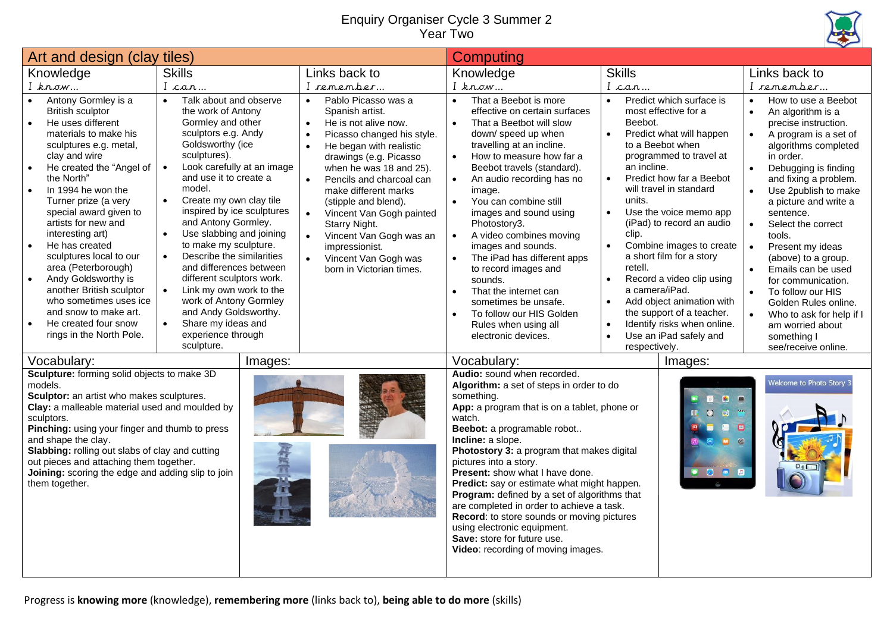# Enquiry Organiser Cycle 3 Summer 2
## Year Two

## Art and design (clay tiles)

| Knowledge<br>*I know…* | Skills<br>*I can…* | Links back to<br>*I remember…* |
|---|---|---|
| • Antony Gormley is a British sculptor<br>• He uses different materials to make his sculptures e.g. metal, clay and wire<br>• He created the "Angel of the North"<br>• In 1994 he won the Turner prize (a very special award given to artists for new and interesting art)<br>• He has created sculptures local to our area (Peterborough)<br>• Andy Goldsworthy is another British sculptor who sometimes uses ice and snow to make art.<br>• He created four snow rings in the North Pole. | • Talk about and observe the work of Antony Gormley and other sculptors e.g. Andy Goldsworthy (ice sculptures).<br>• Look carefully at an image and use it to create a model.<br>• Create my own clay tile inspired by ice sculptures and Antony Gormley.<br>• Use slabbing and joining to make my sculpture.<br>• Describe the similarities and differences between different sculptors work.<br>• Link my own work to the work of Antony Gormley and Andy Goldsworthy.<br>• Share my ideas and experience through sculpture. | • Pablo Picasso was a Spanish artist.<br>• He is not alive now.<br>• Picasso changed his style.<br>• He began with realistic drawings (e.g. Picasso when he was 18 and 25).<br>• Pencils and charcoal can make different marks (stipple and blend).<br>• Vincent Van Gogh painted Starry Night.<br>• Vincent Van Gogh was an impressionist.<br>• Vincent Van Gogh was born in Victorian times. |

### Vocabulary:

**Sculpture:** forming solid objects to make 3D models.
**Sculptor:** an artist who makes sculptures.
**Clay:** a malleable material used and moulded by sculptors.
**Pinching:** using your finger and thumb to press and shape the clay.
**Slabbing:** rolling out slabs of clay and cutting out pieces and attaching them together.
**Joining:** scoring the edge and adding slip to join them together.

### Images:

## Computing

| Knowledge<br>*I know…* | Skills<br>*I can…* | Links back to<br>*I remember…* |
|---|---|---|
| • That a Beebot is more effective on certain surfaces<br>• That a Beetbot will slow down/ speed up when travelling at an incline.<br>• How to measure how far a Beebot travels (standard).<br>• An audio recording has no image.<br>• You can combine still images and sound using Photostory3.<br>• A video combines moving images and sounds.<br>• The iPad has different apps to record images and sounds.<br>• That the internet can sometimes be unsafe.<br>• To follow our HIS Golden Rules when using all electronic devices. | • Predict which surface is most effective for a Beebot.<br>• Predict what will happen to a Beebot when programmed to travel at an incline.<br>• Predict how far a Beebot will travel in standard units.<br>• Use the voice memo app (iPad) to record an audio clip.<br>• Combine images to create a short film for a story retell.<br>• Record a video clip using a camera/iPad.<br>• Add object animation with the support of a teacher.<br>• Identify risks when online.<br>• Use an iPad safely and respectively. | • How to use a Beebot<br>• An algorithm is a precise instruction.<br>• A program is a set of algorithms completed in order.<br>• Debugging is finding and fixing a problem.<br>• Use 2publish to make a picture and write a sentence.<br>• Select the correct tools.<br>• Present my ideas (above) to a group.<br>• Emails can be used for communication.<br>• To follow our HIS Golden Rules online.<br>• Who to ask for help if I am worried about something I see/receive online. |

### Vocabulary:

**Audio:** sound when recorded.
**Algorithm:** a set of steps in order to do something.
**App:** a program that is on a tablet, phone or watch.
**Beebot:** a programable robot..
**Incline:** a slope.
**Photostory 3:** a program that makes digital pictures into a story.
**Present:** show what I have done.
**Predict:** say or estimate what might happen.
**Program:** defined by a set of algorithms that are completed in order to achieve a task.
**Record**: to store sounds or moving pictures using electronic equipment.
**Save:** store for future use.
**Video**: recording of moving images.

### Images:

Welcome to Photo Story 3

Progress is **knowing more** (knowledge), **remembering more** (links back to), **being able to do more** (skills)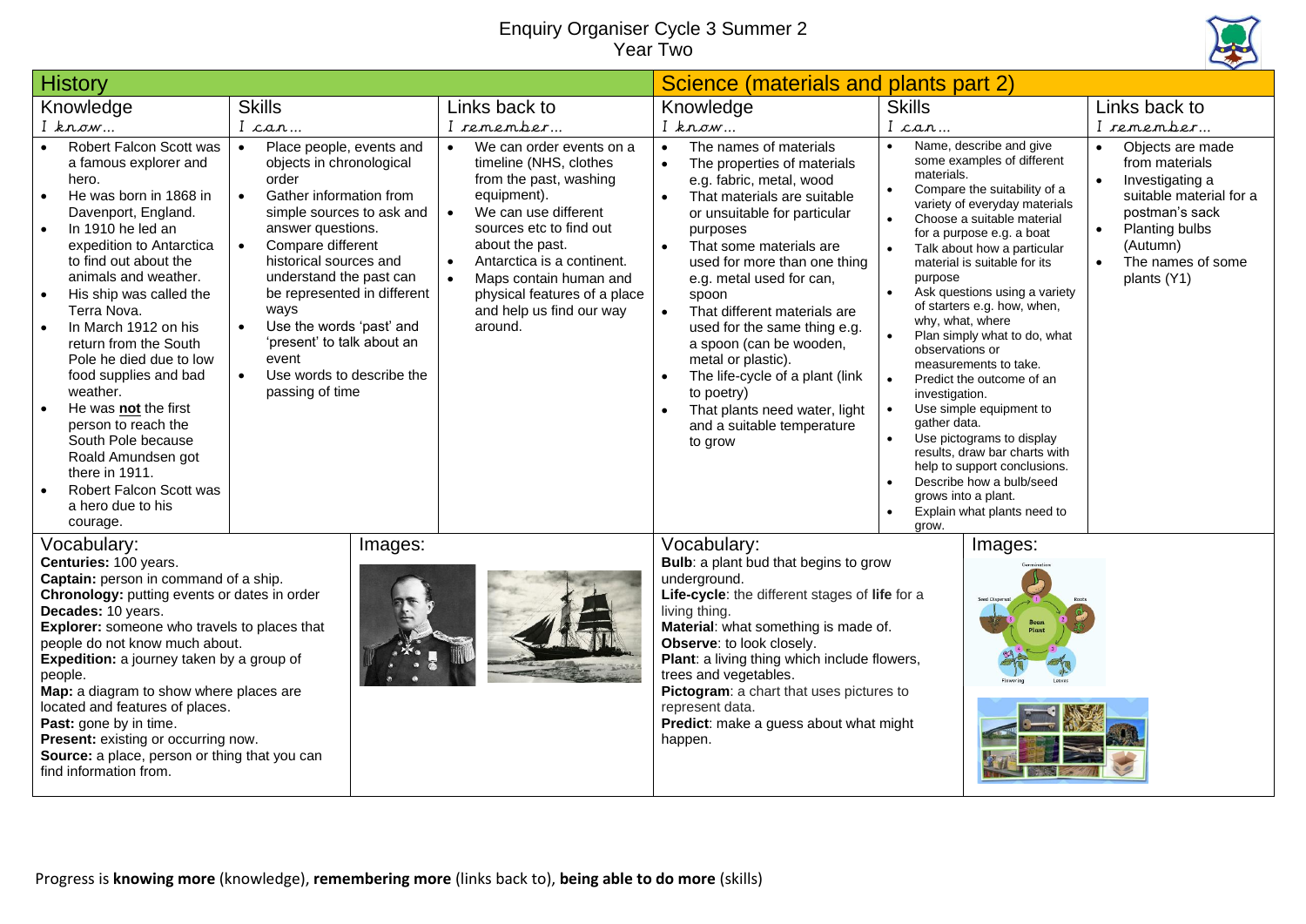# Enquiry Organiser Cycle 3 Summer 2
## Year Two

## History

| Knowledge *I know…* | Skills *I can…* | Links back to *I remember…* |
|---|---|---|
| • Robert Falcon Scott was a famous explorer and hero.<br>• He was born in 1868 in Davenport, England.<br>• In 1910 he led an expedition to Antarctica to find out about the animals and weather.<br>• His ship was called the Terra Nova.<br>• In March 1912 on his return from the South Pole he died due to low food supplies and bad weather.<br>• He was **not** the first person to reach the South Pole because Roald Amundsen got there in 1911.<br>• Robert Falcon Scott was a hero due to his courage. | • Place people, events and objects in chronological order<br>• Gather information from simple sources to ask and answer questions.<br>• Compare different historical sources and understand the past can be represented in different ways<br>• Use the words 'past' and 'present' to talk about an event<br>• Use words to describe the passing of time | • We can order events on a timeline (NHS, clothes from the past, washing equipment).<br>• We can use different sources etc to find out about the past.<br>• Antarctica is a continent.<br>• Maps contain human and physical features of a place and help us find our way around. |

### Vocabulary:

**Centuries:** 100 years.
**Captain:** person in command of a ship.
**Chronology:** putting events or dates in order
**Decades:** 10 years.
**Explorer:** someone who travels to places that people do not know much about.
**Expedition:** a journey taken by a group of people.
**Map:** a diagram to show where places are located and features of places.
**Past:** gone by in time.
**Present:** existing or occurring now.
**Source:** a place, person or thing that you can find information from.

### Images:

## Science (materials and plants part 2)

| Knowledge *I know…* | Skills *I can…* | Links back to *I remember…* |
|---|---|---|
| • The names of materials<br>• The properties of materials e.g. fabric, metal, wood<br>• That materials are suitable or unsuitable for particular purposes<br>• That some materials are used for more than one thing e.g. metal used for can, spoon<br>• That different materials are used for the same thing e.g. a spoon (can be wooden, metal or plastic).<br>• The life-cycle of a plant (link to poetry)<br>• That plants need water, light and a suitable temperature to grow | • Name, describe and give some examples of different materials.<br>• Compare the suitability of a variety of everyday materials<br>• Choose a suitable material for a purpose e.g. a boat<br>• Talk about how a particular material is suitable for its purpose<br>• Ask questions using a variety of starters e.g. how, when, why, what, where<br>• Plan simply what to do, what observations or measurements to take.<br>• Predict the outcome of an investigation.<br>• Use simple equipment to gather data.<br>• Use pictograms to display results, draw bar charts with help to support conclusions.<br>• Describe how a bulb/seed grows into a plant.<br>• Explain what plants need to grow. | • Objects are made from materials<br>• Investigating a suitable material for a postman's sack<br>• Planting bulbs (Autumn)<br>• The names of some plants (Y1) |

### Vocabulary:

**Bulb**: a plant bud that begins to grow underground.
**Life-cycle**: the different stages of **life** for a living thing.
**Material**: what something is made of.
**Observe**: to look closely.
**Plant**: a living thing which include flowers, trees and vegetables.
**Pictogram**: a chart that uses pictures to represent data.
**Predict**: make a guess about what might happen.

### Images:

Germination
Seed Dispersal
Roots
Bean Plant
Flowering
Leaves

Progress is **knowing more** (knowledge), **remembering more** (links back to), **being able to do more** (skills)